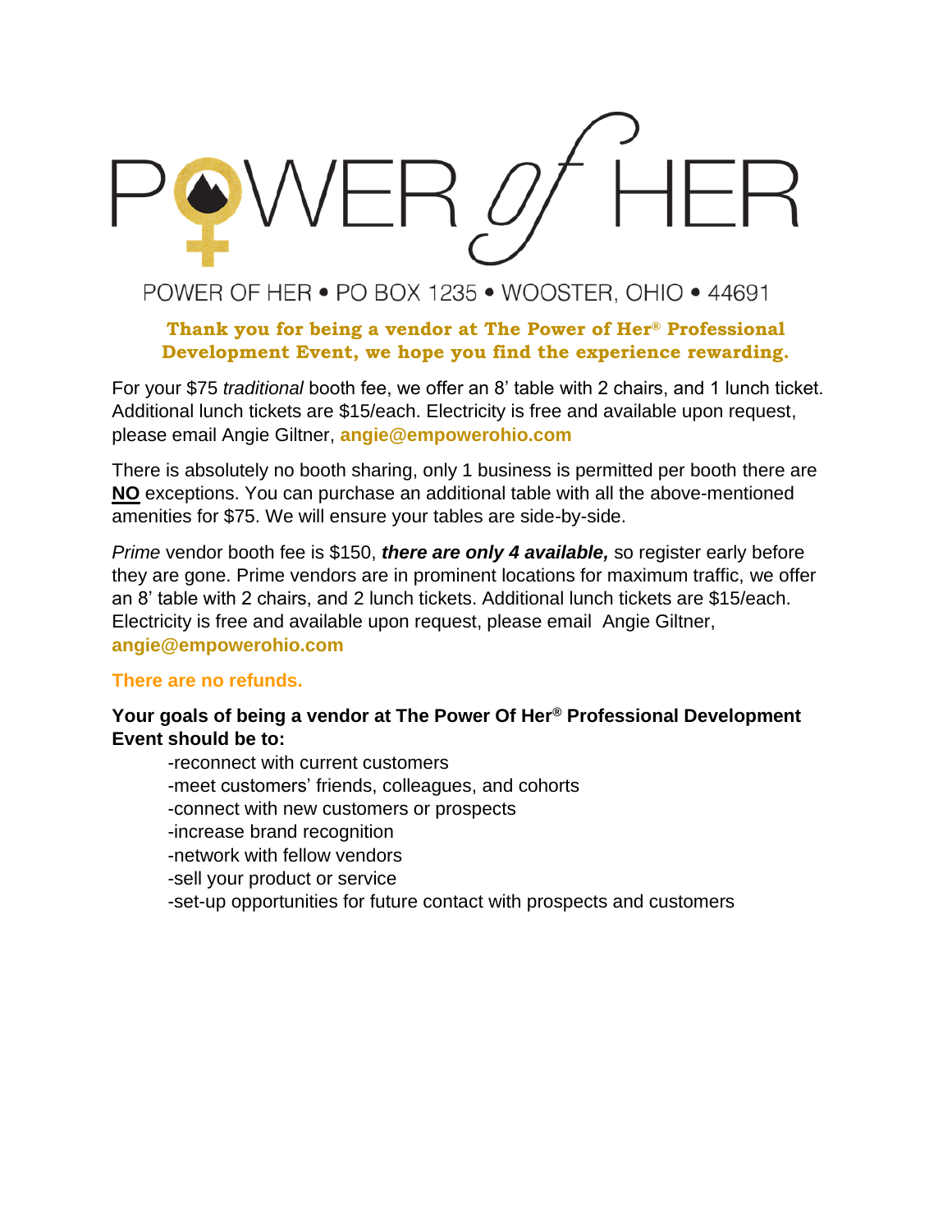# POWER of HER

POWER OF HER • PO BOX 1235 • WOOSTER, OHIO • 44691

**Thank you for being a vendor at The Power of Her® Professional Development Event, we hope you find the experience rewarding.**

For your $75 *traditional* booth fee, we offer an 8' table with 2 chairs, and 1 lunch ticket. Additional lunch tickets are $15/each. Electricity is free and available upon request, please email Angie Giltner, **angie@empowerohio.com**

There is absolutely no booth sharing, only 1 business is permitted per booth there are **NO** exceptions. You can purchase an additional table with all the above-mentioned amenities for $75. We will ensure your tables are side-by-side.

*Prime* vendor booth fee is $150, ***there are only 4 available,*** so register early before they are gone. Prime vendors are in prominent locations for maximum traffic, we offer an 8' table with 2 chairs, and 2 lunch tickets. Additional lunch tickets are $15/each. Electricity is free and available upon request, please email Angie Giltner, **angie@empowerohio.com**

**There are no refunds.**

**Your goals of being a vendor at The Power Of Her® Professional Development Event should be to:**

-reconnect with current customers
-meet customers' friends, colleagues, and cohorts
-connect with new customers or prospects
-increase brand recognition
-network with fellow vendors
-sell your product or service
-set-up opportunities for future contact with prospects and customers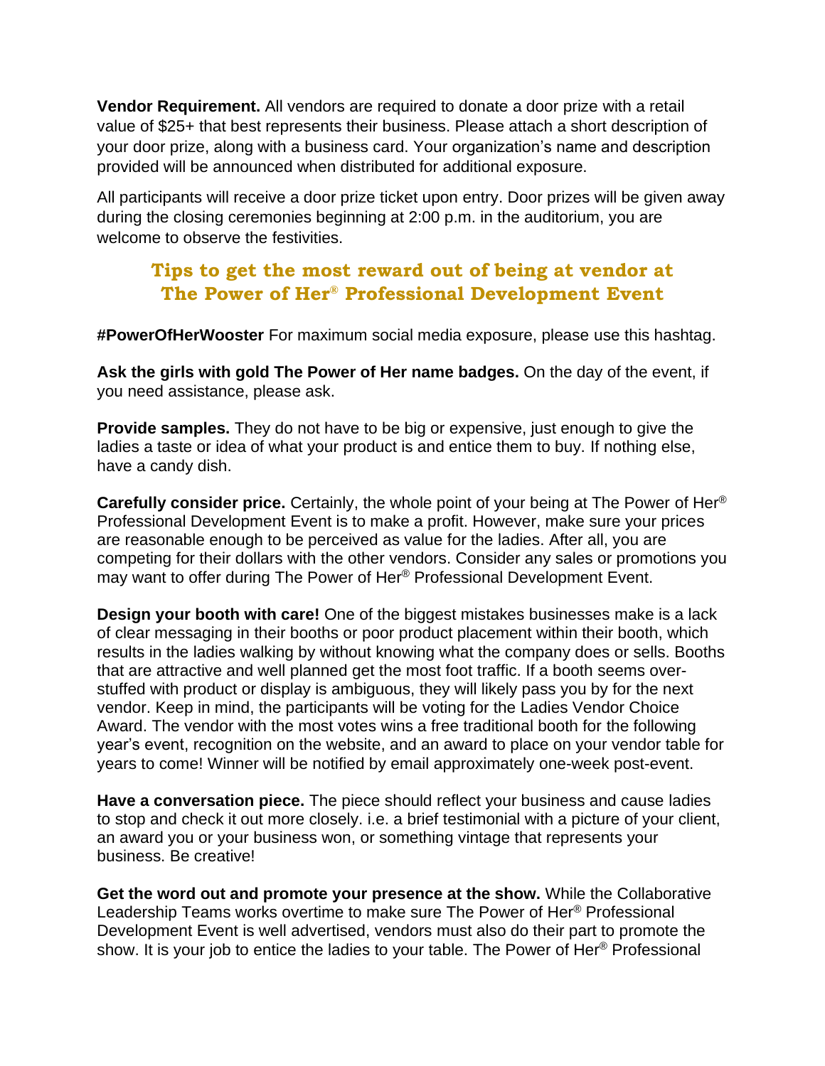**Vendor Requirement.** All vendors are required to donate a door prize with a retail value of $25+ that best represents their business. Please attach a short description of your door prize, along with a business card. Your organization's name and description provided will be announced when distributed for additional exposure.

All participants will receive a door prize ticket upon entry. Door prizes will be given away during the closing ceremonies beginning at 2:00 p.m. in the auditorium, you are welcome to observe the festivities.

## Tips to get the most reward out of being at vendor at The Power of Her® Professional Development Event

**#PowerOfHerWooster** For maximum social media exposure, please use this hashtag.

**Ask the girls with gold The Power of Her name badges.** On the day of the event, if you need assistance, please ask.

**Provide samples.** They do not have to be big or expensive, just enough to give the ladies a taste or idea of what your product is and entice them to buy. If nothing else, have a candy dish.

**Carefully consider price.** Certainly, the whole point of your being at The Power of Her® Professional Development Event is to make a profit. However, make sure your prices are reasonable enough to be perceived as value for the ladies. After all, you are competing for their dollars with the other vendors. Consider any sales or promotions you may want to offer during The Power of Her® Professional Development Event.

**Design your booth with care!** One of the biggest mistakes businesses make is a lack of clear messaging in their booths or poor product placement within their booth, which results in the ladies walking by without knowing what the company does or sells. Booths that are attractive and well planned get the most foot traffic. If a booth seems over-stuffed with product or display is ambiguous, they will likely pass you by for the next vendor. Keep in mind, the participants will be voting for the Ladies Vendor Choice Award. The vendor with the most votes wins a free traditional booth for the following year's event, recognition on the website, and an award to place on your vendor table for years to come! Winner will be notified by email approximately one-week post-event.

**Have a conversation piece.** The piece should reflect your business and cause ladies to stop and check it out more closely. i.e. a brief testimonial with a picture of your client, an award you or your business won, or something vintage that represents your business. Be creative!

**Get the word out and promote your presence at the show.** While the Collaborative Leadership Teams works overtime to make sure The Power of Her® Professional Development Event is well advertised, vendors must also do their part to promote the show. It is your job to entice the ladies to your table. The Power of Her® Professional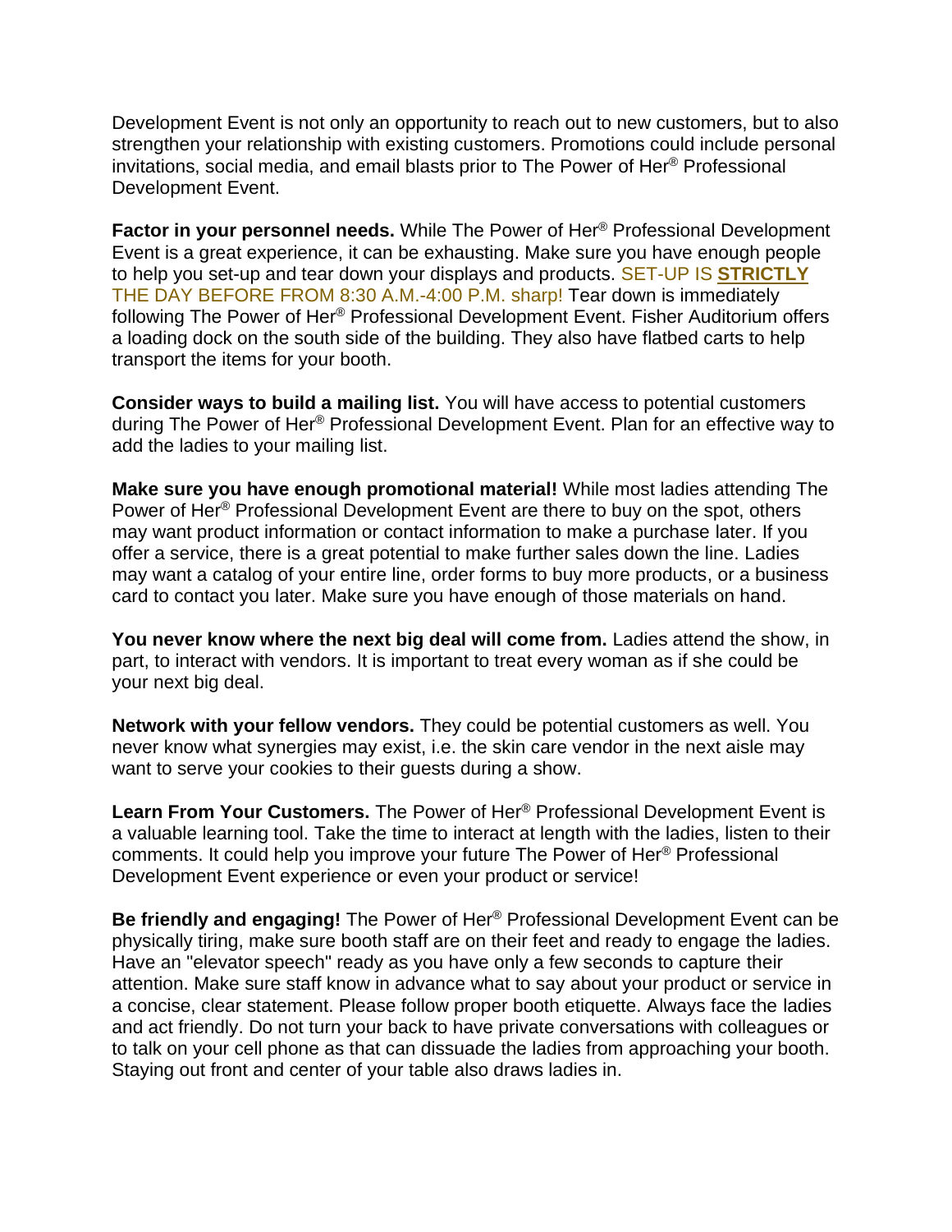Development Event is not only an opportunity to reach out to new customers, but to also strengthen your relationship with existing customers. Promotions could include personal invitations, social media, and email blasts prior to The Power of Her® Professional Development Event.

**Factor in your personnel needs.** While The Power of Her® Professional Development Event is a great experience, it can be exhausting. Make sure you have enough people to help you set-up and tear down your displays and products. SET-UP IS **STRICTLY** THE DAY BEFORE FROM 8:30 A.M.-4:00 P.M. sharp! Tear down is immediately following The Power of Her® Professional Development Event. Fisher Auditorium offers a loading dock on the south side of the building. They also have flatbed carts to help transport the items for your booth.

**Consider ways to build a mailing list.** You will have access to potential customers during The Power of Her® Professional Development Event. Plan for an effective way to add the ladies to your mailing list.

**Make sure you have enough promotional material!** While most ladies attending The Power of Her® Professional Development Event are there to buy on the spot, others may want product information or contact information to make a purchase later. If you offer a service, there is a great potential to make further sales down the line. Ladies may want a catalog of your entire line, order forms to buy more products, or a business card to contact you later. Make sure you have enough of those materials on hand.

**You never know where the next big deal will come from.** Ladies attend the show, in part, to interact with vendors. It is important to treat every woman as if she could be your next big deal.

**Network with your fellow vendors.** They could be potential customers as well. You never know what synergies may exist, i.e. the skin care vendor in the next aisle may want to serve your cookies to their guests during a show.

**Learn From Your Customers.** The Power of Her® Professional Development Event is a valuable learning tool. Take the time to interact at length with the ladies, listen to their comments. It could help you improve your future The Power of Her® Professional Development Event experience or even your product or service!

**Be friendly and engaging!** The Power of Her® Professional Development Event can be physically tiring, make sure booth staff are on their feet and ready to engage the ladies. Have an "elevator speech" ready as you have only a few seconds to capture their attention. Make sure staff know in advance what to say about your product or service in a concise, clear statement. Please follow proper booth etiquette. Always face the ladies and act friendly. Do not turn your back to have private conversations with colleagues or to talk on your cell phone as that can dissuade the ladies from approaching your booth. Staying out front and center of your table also draws ladies in.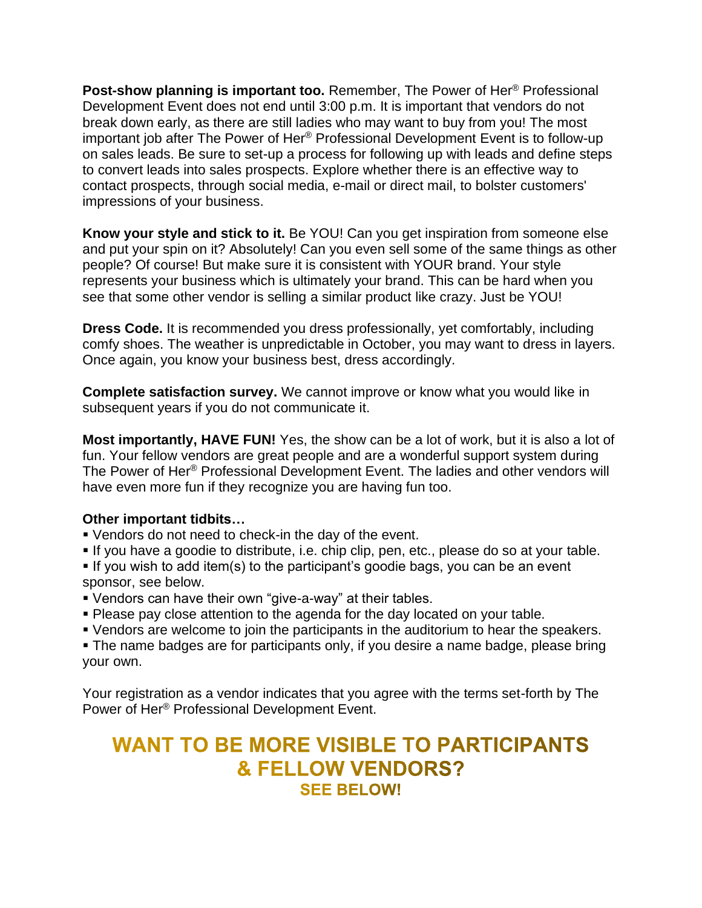**Post-show planning is important too.** Remember, The Power of Her® Professional Development Event does not end until 3:00 p.m. It is important that vendors do not break down early, as there are still ladies who may want to buy from you! The most important job after The Power of Her® Professional Development Event is to follow-up on sales leads. Be sure to set-up a process for following up with leads and define steps to convert leads into sales prospects. Explore whether there is an effective way to contact prospects, through social media, e-mail or direct mail, to bolster customers' impressions of your business.

**Know your style and stick to it.** Be YOU! Can you get inspiration from someone else and put your spin on it? Absolutely! Can you even sell some of the same things as other people? Of course! But make sure it is consistent with YOUR brand. Your style represents your business which is ultimately your brand. This can be hard when you see that some other vendor is selling a similar product like crazy. Just be YOU!

**Dress Code.** It is recommended you dress professionally, yet comfortably, including comfy shoes. The weather is unpredictable in October, you may want to dress in layers. Once again, you know your business best, dress accordingly.

**Complete satisfaction survey.** We cannot improve or know what you would like in subsequent years if you do not communicate it.

**Most importantly, HAVE FUN!** Yes, the show can be a lot of work, but it is also a lot of fun. Your fellow vendors are great people and are a wonderful support system during The Power of Her® Professional Development Event. The ladies and other vendors will have even more fun if they recognize you are having fun too.

**Other important tidbits…**

- Vendors do not need to check-in the day of the event.
- If you have a goodie to distribute, i.e. chip clip, pen, etc., please do so at your table.
- If you wish to add item(s) to the participant's goodie bags, you can be an event sponsor, see below.
- Vendors can have their own "give-a-way" at their tables.
- Please pay close attention to the agenda for the day located on your table.
- Vendors are welcome to join the participants in the auditorium to hear the speakers.
- The name badges are for participants only, if you desire a name badge, please bring your own.

Your registration as a vendor indicates that you agree with the terms set-forth by The Power of Her® Professional Development Event.

## WANT TO BE MORE VISIBLE TO PARTICIPANTS & FELLOW VENDORS?

### SEE BELOW!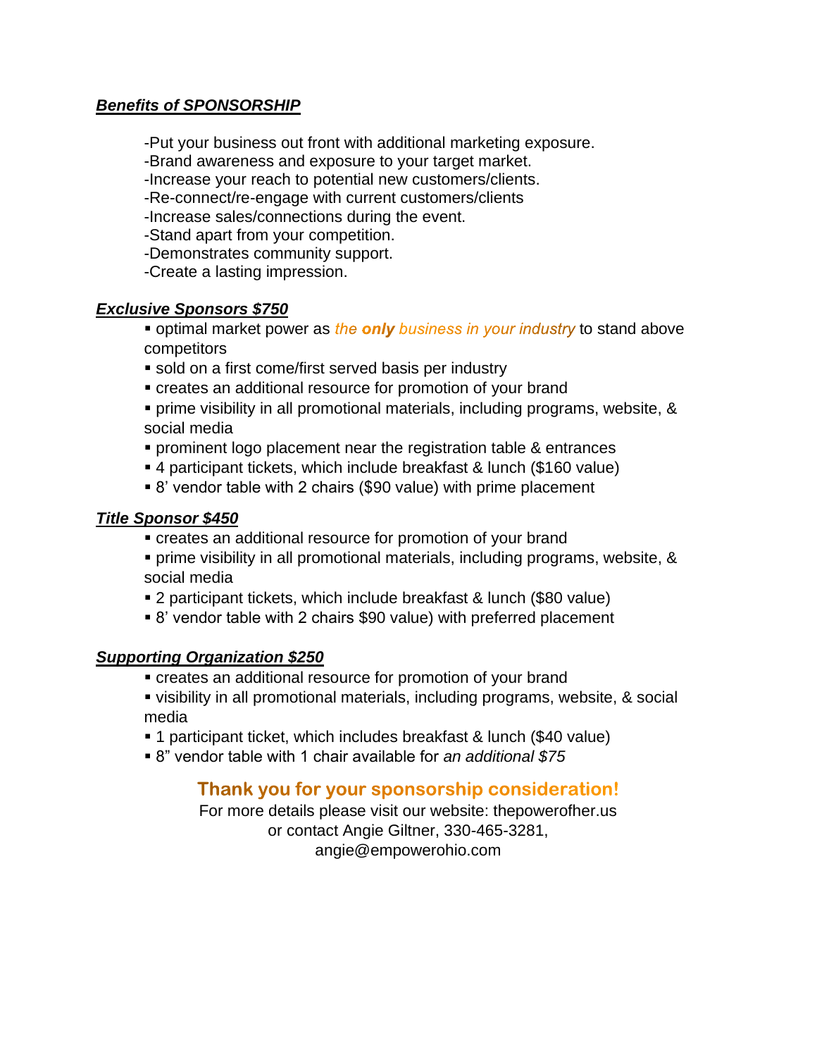***Benefits of SPONSORSHIP***

-Put your business out front with additional marketing exposure.
-Brand awareness and exposure to your target market.
-Increase your reach to potential new customers/clients.
-Re-connect/re-engage with current customers/clients
-Increase sales/connections during the event.
-Stand apart from your competition.
-Demonstrates community support.
-Create a lasting impression.

***Exclusive Sponsors $750***

- optimal market power as *the **only** business in your industry* to stand above competitors
- sold on a first come/first served basis per industry
- creates an additional resource for promotion of your brand
- prime visibility in all promotional materials, including programs, website, & social media
- prominent logo placement near the registration table & entrances
- 4 participant tickets, which include breakfast & lunch ($160 value)
- 8' vendor table with 2 chairs ($90 value) with prime placement

***Title Sponsor $450***

- creates an additional resource for promotion of your brand
- prime visibility in all promotional materials, including programs, website, & social media
- 2 participant tickets, which include breakfast & lunch ($80 value)
- 8' vendor table with 2 chairs $90 value) with preferred placement

***Supporting Organization $250***

- creates an additional resource for promotion of your brand
- visibility in all promotional materials, including programs, website, & social media
- 1 participant ticket, which includes breakfast & lunch ($40 value)
- 8" vendor table with 1 chair available for *an additional $75*

**Thank you for your sponsorship consideration!**

For more details please visit our website: thepowerofher.us
or contact Angie Giltner, 330-465-3281,
angie@empowerohio.com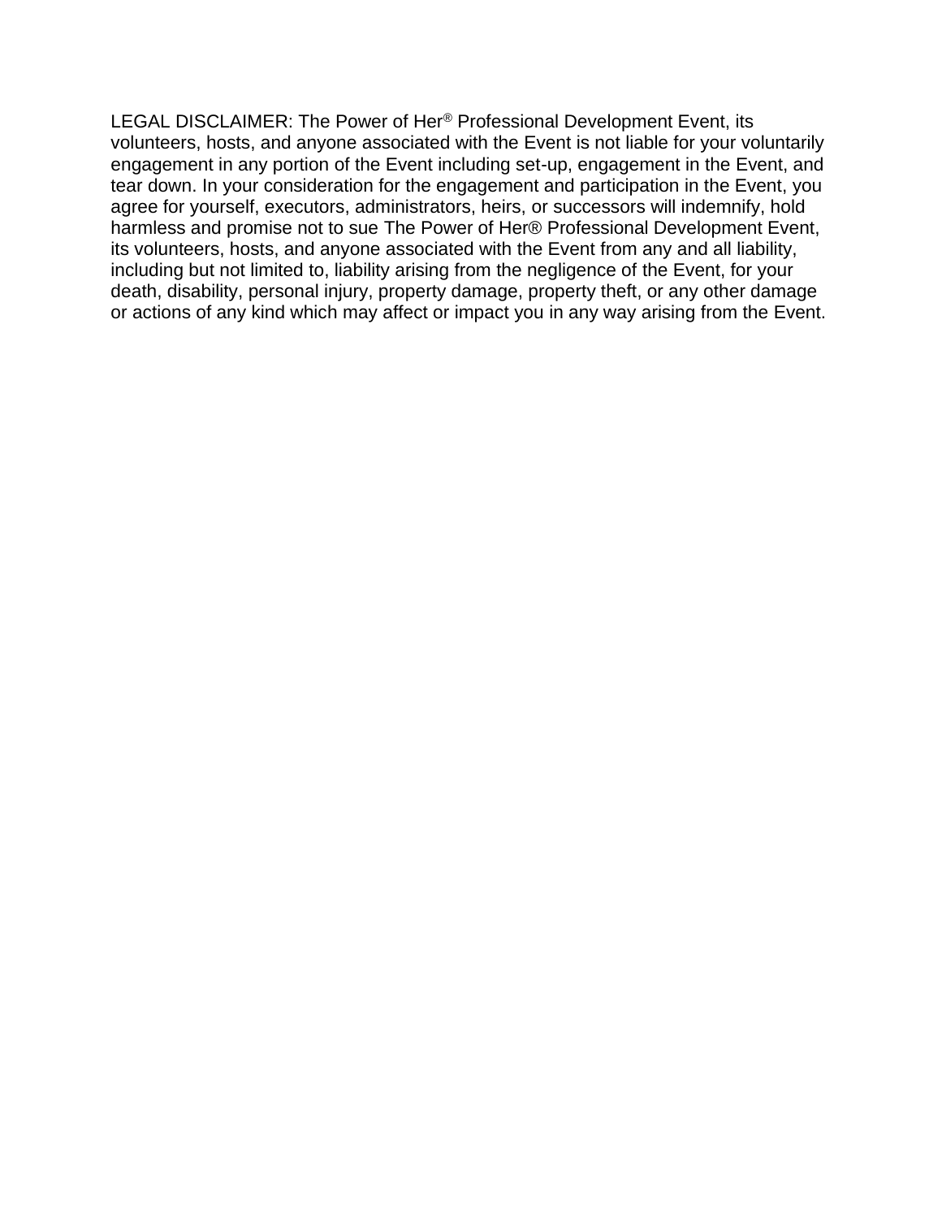LEGAL DISCLAIMER: The Power of Her® Professional Development Event, its volunteers, hosts, and anyone associated with the Event is not liable for your voluntarily engagement in any portion of the Event including set-up, engagement in the Event, and tear down. In your consideration for the engagement and participation in the Event, you agree for yourself, executors, administrators, heirs, or successors will indemnify, hold harmless and promise not to sue The Power of Her® Professional Development Event, its volunteers, hosts, and anyone associated with the Event from any and all liability, including but not limited to, liability arising from the negligence of the Event, for your death, disability, personal injury, property damage, property theft, or any other damage or actions of any kind which may affect or impact you in any way arising from the Event.